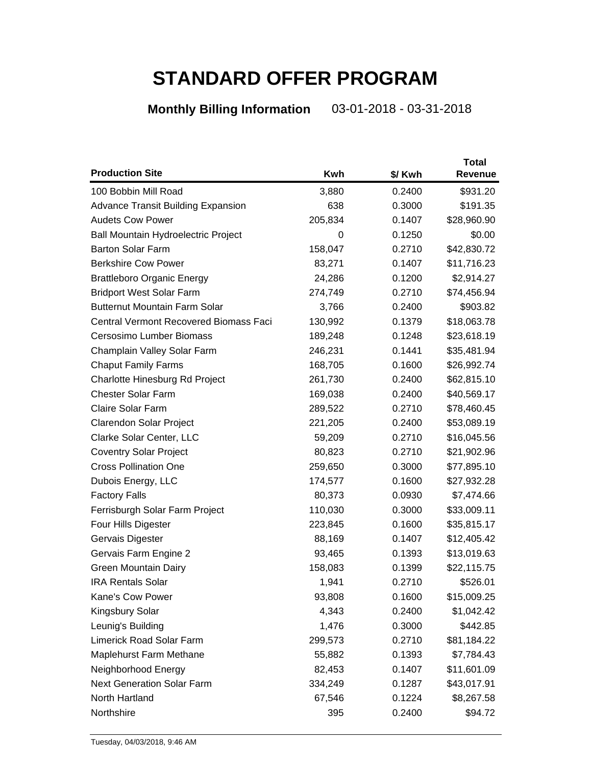# STANDARD OFFER PROGRAM

**Monthly Billing Information** 03-01-2018 - 03-31-2018

| Production Site | Kwh | $/ Kwh | Total Revenue |
|---|---|---|---|
| 100 Bobbin Mill Road | 3,880 | 0.2400 | $931.20 |
| Advance Transit Building Expansion | 638 | 0.3000 | $191.35 |
| Audets Cow Power | 205,834 | 0.1407 | $28,960.90 |
| Ball Mountain Hydroelectric Project | 0 | 0.1250 | $0.00 |
| Barton Solar Farm | 158,047 | 0.2710 | $42,830.72 |
| Berkshire Cow Power | 83,271 | 0.1407 | $11,716.23 |
| Brattleboro Organic Energy | 24,286 | 0.1200 | $2,914.27 |
| Bridport West Solar Farm | 274,749 | 0.2710 | $74,456.94 |
| Butternut Mountain Farm Solar | 3,766 | 0.2400 | $903.82 |
| Central Vermont Recovered Biomass Faci | 130,992 | 0.1379 | $18,063.78 |
| Cersosimo Lumber Biomass | 189,248 | 0.1248 | $23,618.19 |
| Champlain Valley Solar Farm | 246,231 | 0.1441 | $35,481.94 |
| Chaput Family Farms | 168,705 | 0.1600 | $26,992.74 |
| Charlotte Hinesburg Rd Project | 261,730 | 0.2400 | $62,815.10 |
| Chester Solar Farm | 169,038 | 0.2400 | $40,569.17 |
| Claire Solar Farm | 289,522 | 0.2710 | $78,460.45 |
| Clarendon Solar Project | 221,205 | 0.2400 | $53,089.19 |
| Clarke Solar Center, LLC | 59,209 | 0.2710 | $16,045.56 |
| Coventry Solar Project | 80,823 | 0.2710 | $21,902.96 |
| Cross Pollination One | 259,650 | 0.3000 | $77,895.10 |
| Dubois Energy, LLC | 174,577 | 0.1600 | $27,932.28 |
| Factory Falls | 80,373 | 0.0930 | $7,474.66 |
| Ferrisburgh Solar Farm Project | 110,030 | 0.3000 | $33,009.11 |
| Four Hills Digester | 223,845 | 0.1600 | $35,815.17 |
| Gervais Digester | 88,169 | 0.1407 | $12,405.42 |
| Gervais Farm Engine 2 | 93,465 | 0.1393 | $13,019.63 |
| Green Mountain Dairy | 158,083 | 0.1399 | $22,115.75 |
| IRA Rentals Solar | 1,941 | 0.2710 | $526.01 |
| Kane's Cow Power | 93,808 | 0.1600 | $15,009.25 |
| Kingsbury Solar | 4,343 | 0.2400 | $1,042.42 |
| Leunig's Building | 1,476 | 0.3000 | $442.85 |
| Limerick Road Solar Farm | 299,573 | 0.2710 | $81,184.22 |
| Maplehurst Farm Methane | 55,882 | 0.1393 | $7,784.43 |
| Neighborhood Energy | 82,453 | 0.1407 | $11,601.09 |
| Next Generation Solar Farm | 334,249 | 0.1287 | $43,017.91 |
| North Hartland | 67,546 | 0.1224 | $8,267.58 |
| Northshire | 395 | 0.2400 | $94.72 |

Tuesday, 04/03/2018, 9:46 AM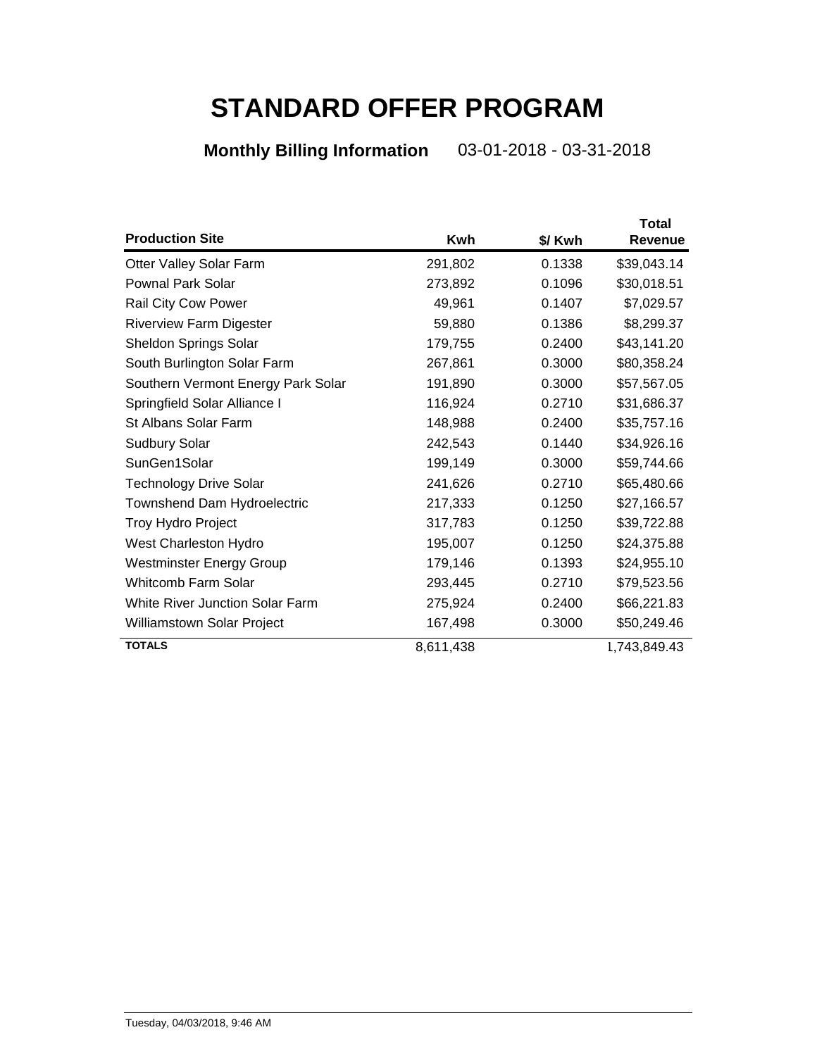# STANDARD OFFER PROGRAM

**Monthly Billing Information** 03-01-2018 - 03-31-2018

| Production Site | Kwh | $/ Kwh | Total Revenue |
|---|---|---|---|
| Otter Valley Solar Farm | 291,802 | 0.1338 | $39,043.14 |
| Pownal Park Solar | 273,892 | 0.1096 | $30,018.51 |
| Rail City Cow Power | 49,961 | 0.1407 | $7,029.57 |
| Riverview Farm Digester | 59,880 | 0.1386 | $8,299.37 |
| Sheldon Springs Solar | 179,755 | 0.2400 | $43,141.20 |
| South Burlington Solar Farm | 267,861 | 0.3000 | $80,358.24 |
| Southern Vermont Energy Park Solar | 191,890 | 0.3000 | $57,567.05 |
| Springfield Solar Alliance I | 116,924 | 0.2710 | $31,686.37 |
| St Albans Solar Farm | 148,988 | 0.2400 | $35,757.16 |
| Sudbury Solar | 242,543 | 0.1440 | $34,926.16 |
| SunGen1Solar | 199,149 | 0.3000 | $59,744.66 |
| Technology Drive Solar | 241,626 | 0.2710 | $65,480.66 |
| Townshend Dam Hydroelectric | 217,333 | 0.1250 | $27,166.57 |
| Troy Hydro Project | 317,783 | 0.1250 | $39,722.88 |
| West Charleston Hydro | 195,007 | 0.1250 | $24,375.88 |
| Westminster Energy Group | 179,146 | 0.1393 | $24,955.10 |
| Whitcomb Farm Solar | 293,445 | 0.2710 | $79,523.56 |
| White River Junction Solar Farm | 275,924 | 0.2400 | $66,221.83 |
| Williamstown Solar Project | 167,498 | 0.3000 | $50,249.46 |
| **TOTALS** | 8,611,438 | | 1,743,849.43 |

Tuesday, 04/03/2018, 9:46 AM